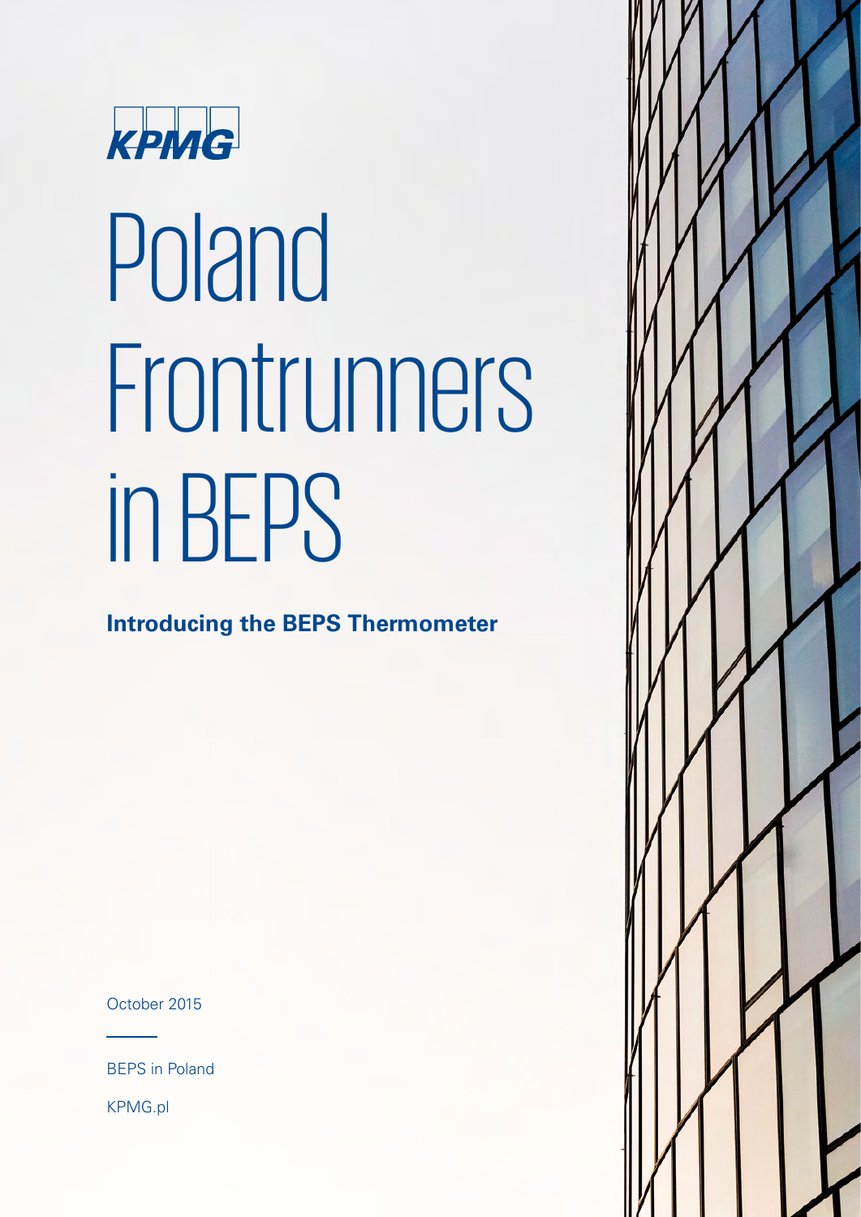KPMG

# Poland Frontrunners in BEPS

**Introducing the BEPS Thermometer**

October 2015

BEPS in Poland

KPMG.pl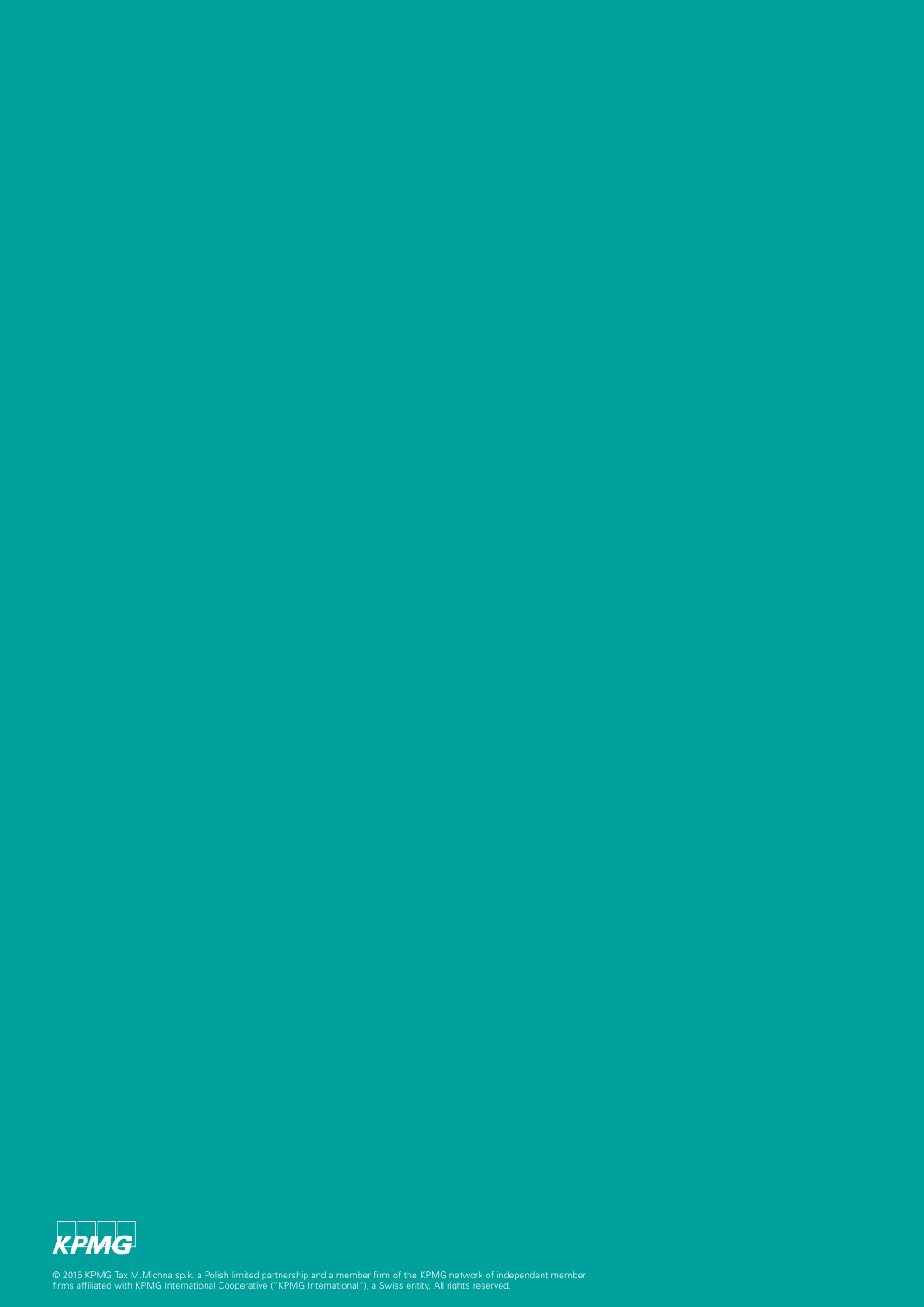KPMG

© 2015 KPMG Tax M.Michna sp.k. a Polish limited partnership and a member firm of the KPMG network of independent member firms affiliated with KPMG International Cooperative ("KPMG International"), a Swiss entity. All rights reserved.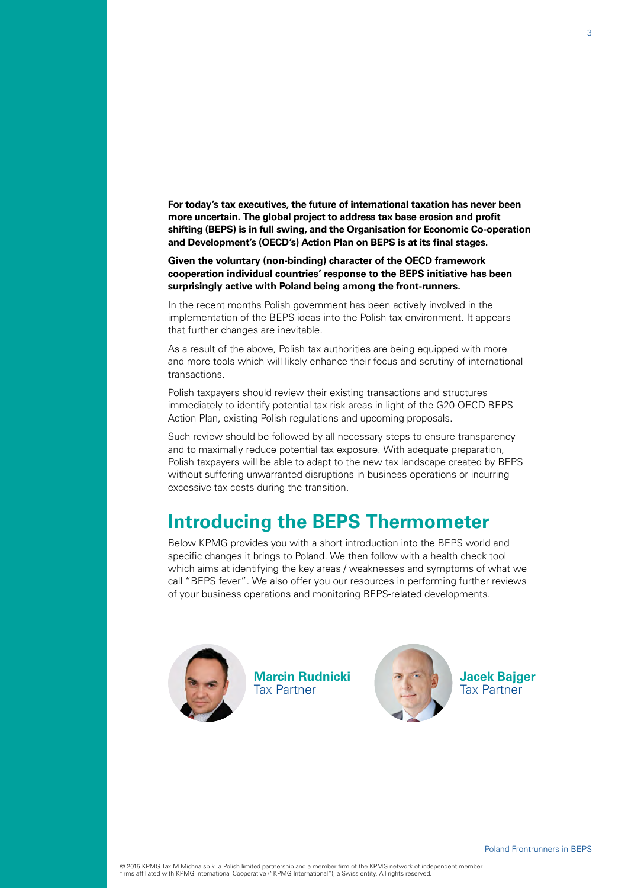**For today's tax executives, the future of international taxation has never been more uncertain. The global project to address tax base erosion and profit shifting (BEPS) is in full swing, and the Organisation for Economic Co-operation and Development's (OECD's) Action Plan on BEPS is at its final stages.**

**Given the voluntary (non-binding) character of the OECD framework cooperation individual countries' response to the BEPS initiative has been surprisingly active with Poland being among the front-runners.**

In the recent months Polish government has been actively involved in the implementation of the BEPS ideas into the Polish tax environment. It appears that further changes are inevitable.

As a result of the above, Polish tax authorities are being equipped with more and more tools which will likely enhance their focus and scrutiny of international transactions.

Polish taxpayers should review their existing transactions and structures immediately to identify potential tax risk areas in light of the G20-OECD BEPS Action Plan, existing Polish regulations and upcoming proposals.

Such review should be followed by all necessary steps to ensure transparency and to maximally reduce potential tax exposure. With adequate preparation, Polish taxpayers will be able to adapt to the new tax landscape created by BEPS without suffering unwarranted disruptions in business operations or incurring excessive tax costs during the transition.

## Introducing the BEPS Thermometer

Below KPMG provides you with a short introduction into the BEPS world and specific changes it brings to Poland. We then follow with a health check tool which aims at identifying the key areas / weaknesses and symptoms of what we call "BEPS fever". We also offer you our resources in performing further reviews of your business operations and monitoring BEPS-related developments.

**Marcin Rudnicki**
Tax Partner

**Jacek Bajger**
Tax Partner

© 2015 KPMG Tax M.Michna sp.k. a Polish limited partnership and a member firm of the KPMG network of independent member firms affiliated with KPMG International Cooperative ("KPMG International"), a Swiss entity. All rights reserved.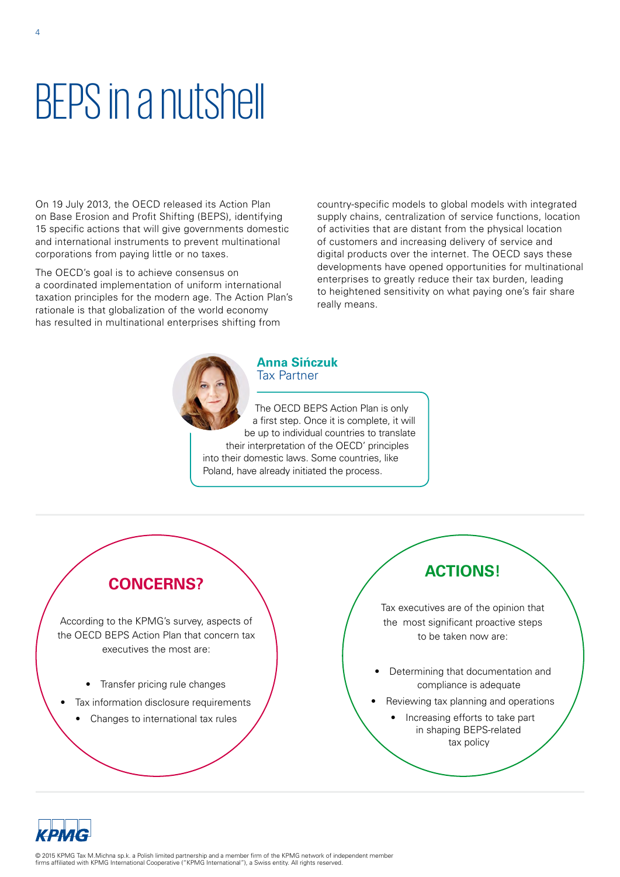# BEPS in a nutshell

On 19 July 2013, the OECD released its Action Plan on Base Erosion and Profit Shifting (BEPS), identifying 15 specific actions that will give governments domestic and international instruments to prevent multinational corporations from paying little or no taxes.

The OECD's goal is to achieve consensus on a coordinated implementation of uniform international taxation principles for the modern age. The Action Plan's rationale is that globalization of the world economy has resulted in multinational enterprises shifting from country-specific models to global models with integrated supply chains, centralization of service functions, location of activities that are distant from the physical location of customers and increasing delivery of service and digital products over the internet. The OECD says these developments have opened opportunities for multinational enterprises to greatly reduce their tax burden, leading to heightened sensitivity on what paying one's fair share really means.

**Anna Sińczuk**
Tax Partner

The OECD BEPS Action Plan is only a first step. Once it is complete, it will be up to individual countries to translate their interpretation of the OECD' principles into their domestic laws. Some countries, like Poland, have already initiated the process.

## CONCERNS?

According to the KPMG's survey, aspects of the OECD BEPS Action Plan that concern tax executives the most are:

- Transfer pricing rule changes
- Tax information disclosure requirements
- Changes to international tax rules

## ACTIONS!

Tax executives are of the opinion that the most significant proactive steps to be taken now are:

- Determining that documentation and compliance is adequate
- Reviewing tax planning and operations
- Increasing efforts to take part in shaping BEPS-related tax policy

© 2015 KPMG Tax M.Michna sp.k. a Polish limited partnership and a member firm of the KPMG network of independent member firms affiliated with KPMG International Cooperative ("KPMG International"), a Swiss entity. All rights reserved.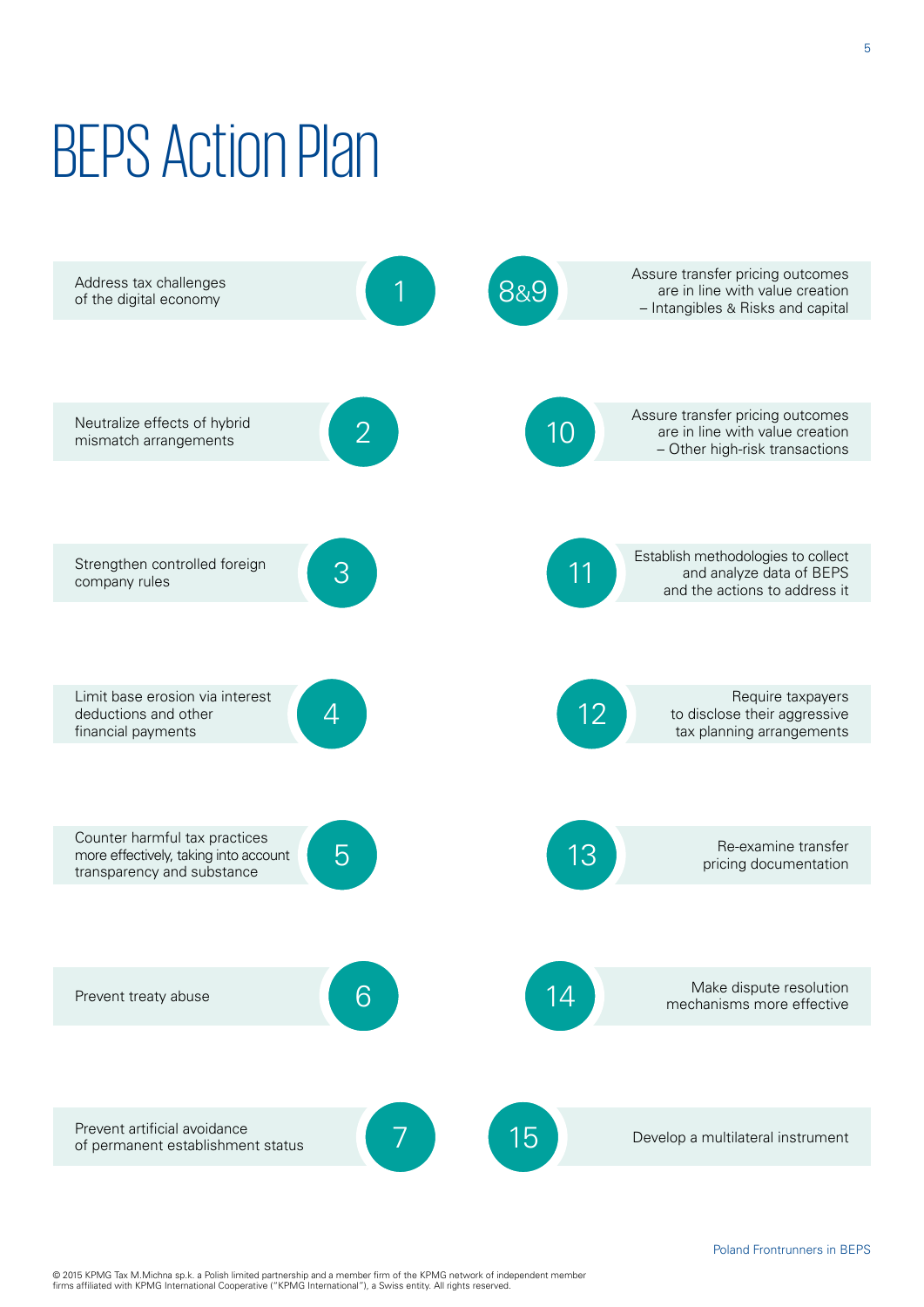# BEPS Action Plan

1. Address tax challenges of the digital economy
2. Neutralize effects of hybrid mismatch arrangements
3. Strengthen controlled foreign company rules
4. Limit base erosion via interest deductions and other financial payments
5. Counter harmful tax practices more effectively, taking into account transparency and substance
6. Prevent treaty abuse
7. Prevent artificial avoidance of permanent establishment status

8&9. Assure transfer pricing outcomes are in line with value creation – Intangibles & Risks and capital

10. Assure transfer pricing outcomes are in line with value creation – Other high-risk transactions
11. Establish methodologies to collect and analyze data of BEPS and the actions to address it
12. Require taxpayers to disclose their aggressive tax planning arrangements
13. Re-examine transfer pricing documentation
14. Make dispute resolution mechanisms more effective
15. Develop a multilateral instrument

© 2015 KPMG Tax M.Michna sp.k. a Polish limited partnership and a member firm of the KPMG network of independent member firms affiliated with KPMG International Cooperative ("KPMG International"), a Swiss entity. All rights reserved.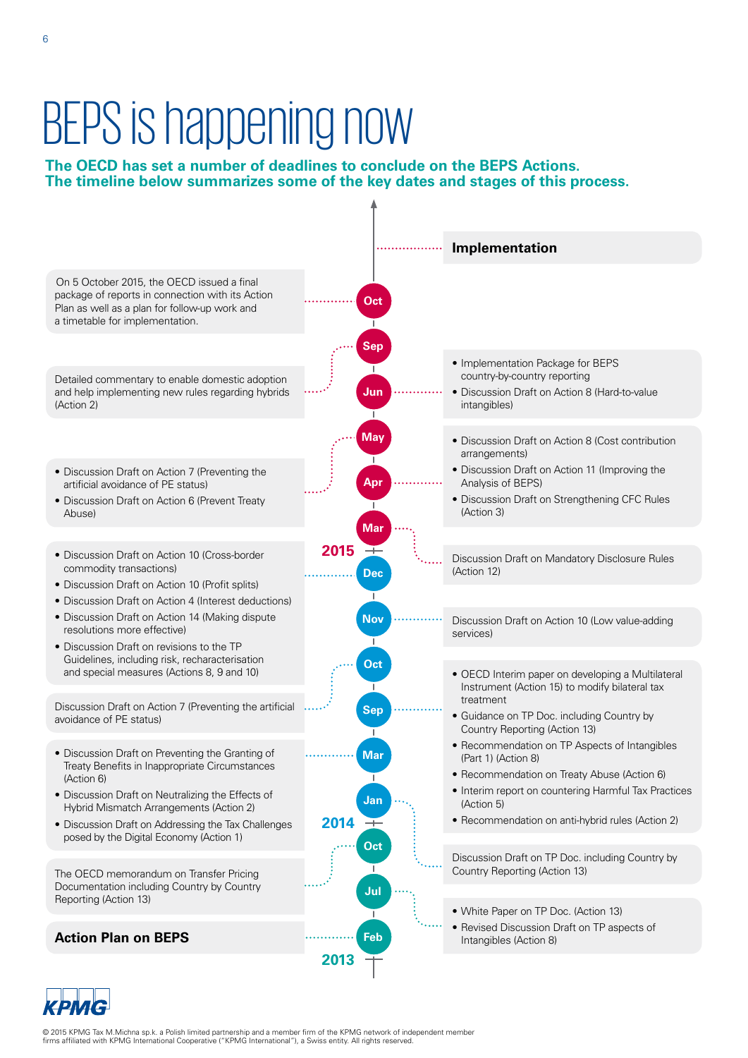# BEPS is happening now

**The OECD has set a number of deadlines to conclude on the BEPS Actions. The timeline below summarizes some of the key dates and stages of this process.**

**Implementation**

**2015**

**Oct**

On 5 October 2015, the OECD issued a final package of reports in connection with its Action Plan as well as a plan for follow-up work and a timetable for implementation.

**Sep**

Detailed commentary to enable domestic adoption and help implementing new rules regarding hybrids (Action 2)

**Jun**

- Implementation Package for BEPS country-by-country reporting
- Discussion Draft on Action 8 (Hard-to-value intangibles)

**May**

- Discussion Draft on Action 7 (Preventing the artificial avoidance of PE status)
- Discussion Draft on Action 6 (Prevent Treaty Abuse)

**Apr**

- Discussion Draft on Action 8 (Cost contribution arrangements)
- Discussion Draft on Action 11 (Improving the Analysis of BEPS)
- Discussion Draft on Strengthening CFC Rules (Action 3)

**Mar**

Discussion Draft on Mandatory Disclosure Rules (Action 12)

**2014**

**Dec**

- Discussion Draft on Action 10 (Cross-border commodity transactions)
- Discussion Draft on Action 10 (Profit splits)
- Discussion Draft on Action 4 (Interest deductions)
- Discussion Draft on Action 14 (Making dispute resolutions more effective)
- Discussion Draft on revisions to the TP Guidelines, including risk, recharacterisation and special measures (Actions 8, 9 and 10)

**Nov**

Discussion Draft on Action 10 (Low value-adding services)

**Oct**

Discussion Draft on Action 7 (Preventing the artificial avoidance of PE status)

**Sep**

- OECD Interim paper on developing a Multilateral Instrument (Action 15) to modify bilateral tax treatment
- Guidance on TP Doc. including Country by Country Reporting (Action 13)
- Recommendation on TP Aspects of Intangibles (Part 1) (Action 8)
- Recommendation on Treaty Abuse (Action 6)
- Interim report on countering Harmful Tax Practices (Action 5)
- Recommendation on anti-hybrid rules (Action 2)

**Mar**

- Discussion Draft on Preventing the Granting of Treaty Benefits in Inappropriate Circumstances (Action 6)
- Discussion Draft on Neutralizing the Effects of Hybrid Mismatch Arrangements (Action 2)
- Discussion Draft on Addressing the Tax Challenges posed by the Digital Economy (Action 1)

**Jan**

Discussion Draft on TP Doc. including Country by Country Reporting (Action 13)

**2013**

**Oct**

The OECD memorandum on Transfer Pricing Documentation including Country by Country Reporting (Action 13)

**Jul**

- White Paper on TP Doc. (Action 13)
- Revised Discussion Draft on TP aspects of Intangibles (Action 8)

**Feb**

**Action Plan on BEPS**

© 2015 KPMG Tax M.Michna sp.k. a Polish limited partnership and a member firm of the KPMG network of independent member firms affiliated with KPMG International Cooperative ("KPMG International"), a Swiss entity. All rights reserved.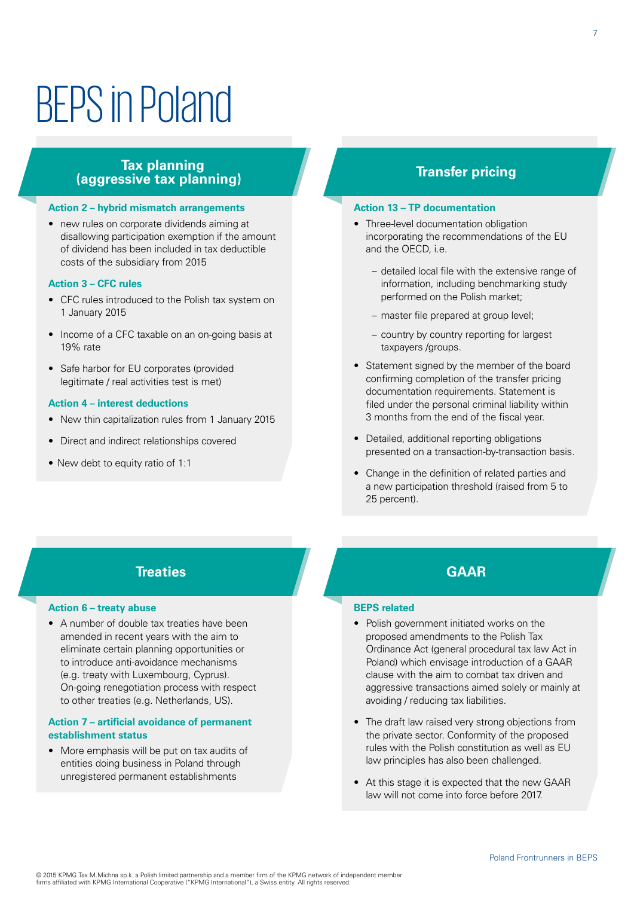# BEPS in Poland

## Tax planning (aggressive tax planning)

### Action 2 – hybrid mismatch arrangements

- new rules on corporate dividends aiming at disallowing participation exemption if the amount of dividend has been included in tax deductible costs of the subsidiary from 2015

### Action 3 – CFC rules

- CFC rules introduced to the Polish tax system on 1 January 2015
- Income of a CFC taxable on an on-going basis at 19% rate
- Safe harbor for EU corporates (provided legitimate / real activities test is met)

### Action 4 – interest deductions

- New thin capitalization rules from 1 January 2015
- Direct and indirect relationships covered
- New debt to equity ratio of 1:1

## Transfer pricing

### Action 13 – TP documentation

- Three-level documentation obligation incorporating the recommendations of the EU and the OECD, i.e.
  - detailed local file with the extensive range of information, including benchmarking study performed on the Polish market;
  - master file prepared at group level;
  - country by country reporting for largest taxpayers /groups.
- Statement signed by the member of the board confirming completion of the transfer pricing documentation requirements. Statement is filed under the personal criminal liability within 3 months from the end of the fiscal year.
- Detailed, additional reporting obligations presented on a transaction-by-transaction basis.
- Change in the definition of related parties and a new participation threshold (raised from 5 to 25 percent).

## Treaties

### Action 6 – treaty abuse

- A number of double tax treaties have been amended in recent years with the aim to eliminate certain planning opportunities or to introduce anti-avoidance mechanisms (e.g. treaty with Luxembourg, Cyprus). On-going renegotiation process with respect to other treaties (e.g. Netherlands, US).

### Action 7 – artificial avoidance of permanent establishment status

- More emphasis will be put on tax audits of entities doing business in Poland through unregistered permanent establishments

## GAAR

### BEPS related

- Polish government initiated works on the proposed amendments to the Polish Tax Ordinance Act (general procedural tax law Act in Poland) which envisage introduction of a GAAR clause with the aim to combat tax driven and aggressive transactions aimed solely or mainly at avoiding / reducing tax liabilities.
- The draft law raised very strong objections from the private sector. Conformity of the proposed rules with the Polish constitution as well as EU law principles has also been challenged.
- At this stage it is expected that the new GAAR law will not come into force before 2017.

© 2015 KPMG Tax M.Michna sp.k. a Polish limited partnership and a member firm of the KPMG network of independent member firms affiliated with KPMG International Cooperative ("KPMG International"), a Swiss entity. All rights reserved.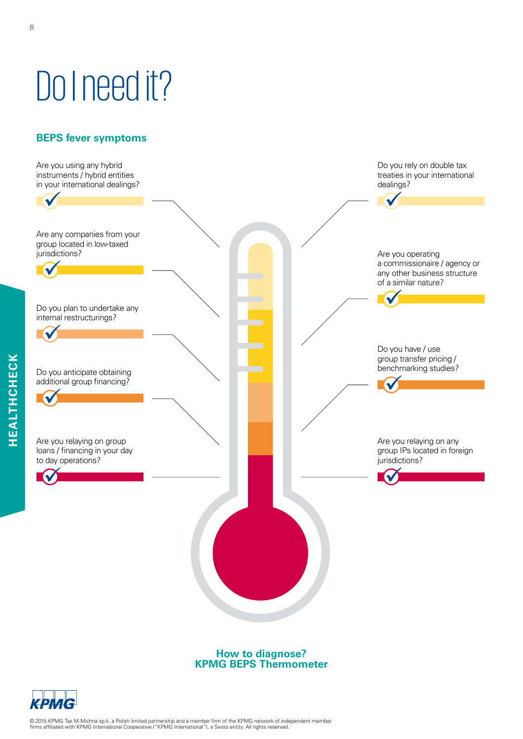# Do I need it?

## BEPS fever symptoms

- Are you using any hybrid instruments / hybrid entities in your international dealings?
- Are any companies from your group located in low-taxed jurisdictions?
- Do you plan to undertake any internal restructurings?
- Do you anticipate obtaining additional group financing?
- Are you relaying on group loans / financing in your day to day operations?
- Do you rely on double tax treaties in your international dealings?
- Are you operating a commissionaire / agency or any other business structure of a similar nature?
- Do you have / use group transfer pricing / benchmarking studies?
- Are you relaying on any group IPs located in foreign jurisdictions?

**How to diagnose?**
**KPMG BEPS Thermometer**

HEALTHCHECK

© 2015 KPMG Tax M.Michna sp.k. a Polish limited partnership and a member firm of the KPMG network of independent member firms affiliated with KPMG International Cooperative ("KPMG International"), a Swiss entity. All rights reserved.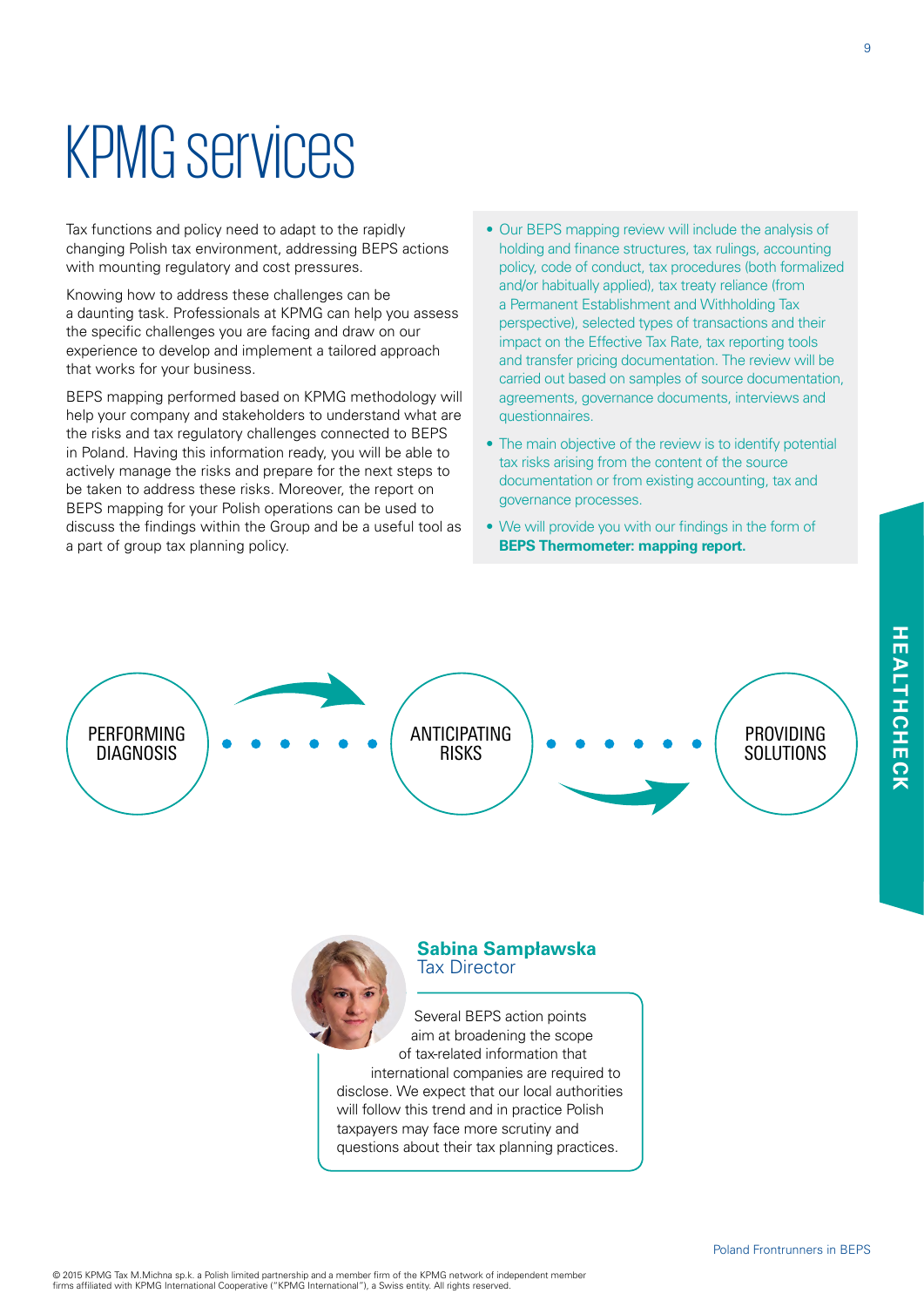# KPMG services

Tax functions and policy need to adapt to the rapidly changing Polish tax environment, addressing BEPS actions with mounting regulatory and cost pressures.

Knowing how to address these challenges can be a daunting task. Professionals at KPMG can help you assess the specific challenges you are facing and draw on our experience to develop and implement a tailored approach that works for your business.

BEPS mapping performed based on KPMG methodology will help your company and stakeholders to understand what are the risks and tax regulatory challenges connected to BEPS in Poland. Having this information ready, you will be able to actively manage the risks and prepare for the next steps to be taken to address these risks. Moreover, the report on BEPS mapping for your Polish operations can be used to discuss the findings within the Group and be a useful tool as a part of group tax planning policy.

- Our BEPS mapping review will include the analysis of holding and finance structures, tax rulings, accounting policy, code of conduct, tax procedures (both formalized and/or habitually applied), tax treaty reliance (from a Permanent Establishment and Withholding Tax perspective), selected types of transactions and their impact on the Effective Tax Rate, tax reporting tools and transfer pricing documentation. The review will be carried out based on samples of source documentation, agreements, governance documents, interviews and questionnaires.
- The main objective of the review is to identify potential tax risks arising from the content of the source documentation or from existing accounting, tax and governance processes.
- We will provide you with our findings in the form of **BEPS Thermometer: mapping report.**

PERFORMING DIAGNOSIS → ANTICIPATING RISKS → PROVIDING SOLUTIONS

HEALTHCHECK

**Sabina Sampławska**
Tax Director

Several BEPS action points aim at broadening the scope of tax-related information that international companies are required to disclose. We expect that our local authorities will follow this trend and in practice Polish taxpayers may face more scrutiny and questions about their tax planning practices.

© 2015 KPMG Tax M.Michna sp.k. a Polish limited partnership and a member firm of the KPMG network of independent member firms affiliated with KPMG International Cooperative ("KPMG International"), a Swiss entity. All rights reserved.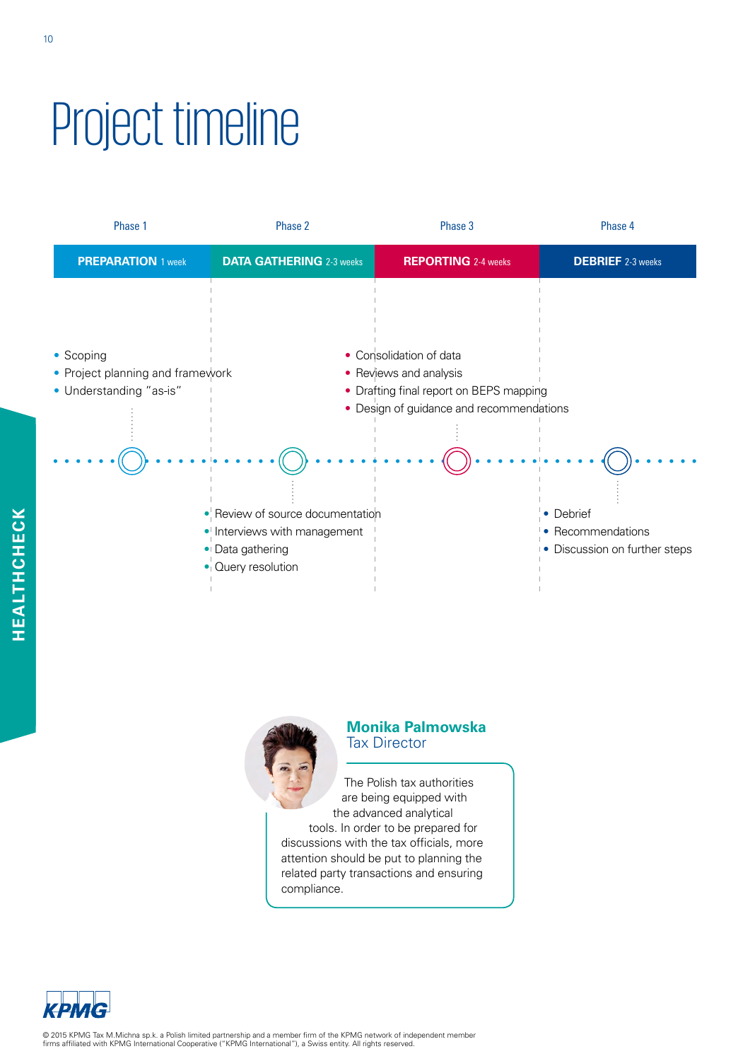# Project timeline

| Phase 1 | Phase 2 | Phase 3 | Phase 4 |
|---|---|---|---|
| **PREPARATION** 1 week | **DATA GATHERING** 2-3 weeks | **REPORTING** 2-4 weeks | **DEBRIEF** 2-3 weeks |
| • Scoping<br>• Project planning and framework<br>• Understanding "as-is" | • Review of source documentation<br>• Interviews with management<br>• Data gathering<br>• Query resolution | • Consolidation of data<br>• Reviews and analysis<br>• Drafting final report on BEPS mapping<br>• Design of guidance and recommendations | • Debrief<br>• Recommendations<br>• Discussion on further steps |

**Monika Palmowska**
Tax Director

The Polish tax authorities are being equipped with the advanced analytical tools. In order to be prepared for discussions with the tax officials, more attention should be put to planning the related party transactions and ensuring compliance.

© 2015 KPMG Tax M.Michna sp.k. a Polish limited partnership and a member firm of the KPMG network of independent member firms affiliated with KPMG International Cooperative ("KPMG International"), a Swiss entity. All rights reserved.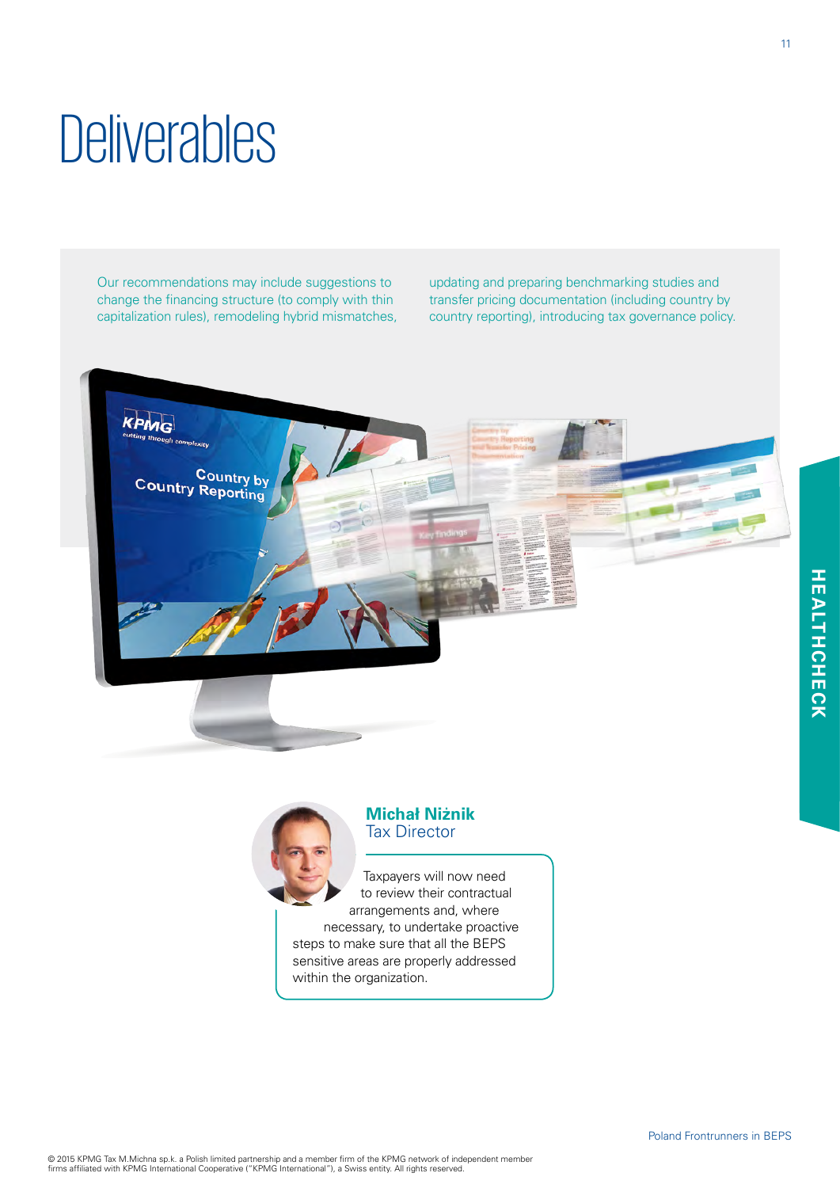# Deliverables

Our recommendations may include suggestions to change the financing structure (to comply with thin capitalization rules), remodeling hybrid mismatches, updating and preparing benchmarking studies and transfer pricing documentation (including country by country reporting), introducing tax governance policy.

**Michał Niżnik**
Tax Director

Taxpayers will now need to review their contractual arrangements and, where necessary, to undertake proactive steps to make sure that all the BEPS sensitive areas are properly addressed within the organization.

HEALTHCHECK

© 2015 KPMG Tax M.Michna sp.k. a Polish limited partnership and a member firm of the KPMG network of independent member firms affiliated with KPMG International Cooperative ("KPMG International"), a Swiss entity. All rights reserved.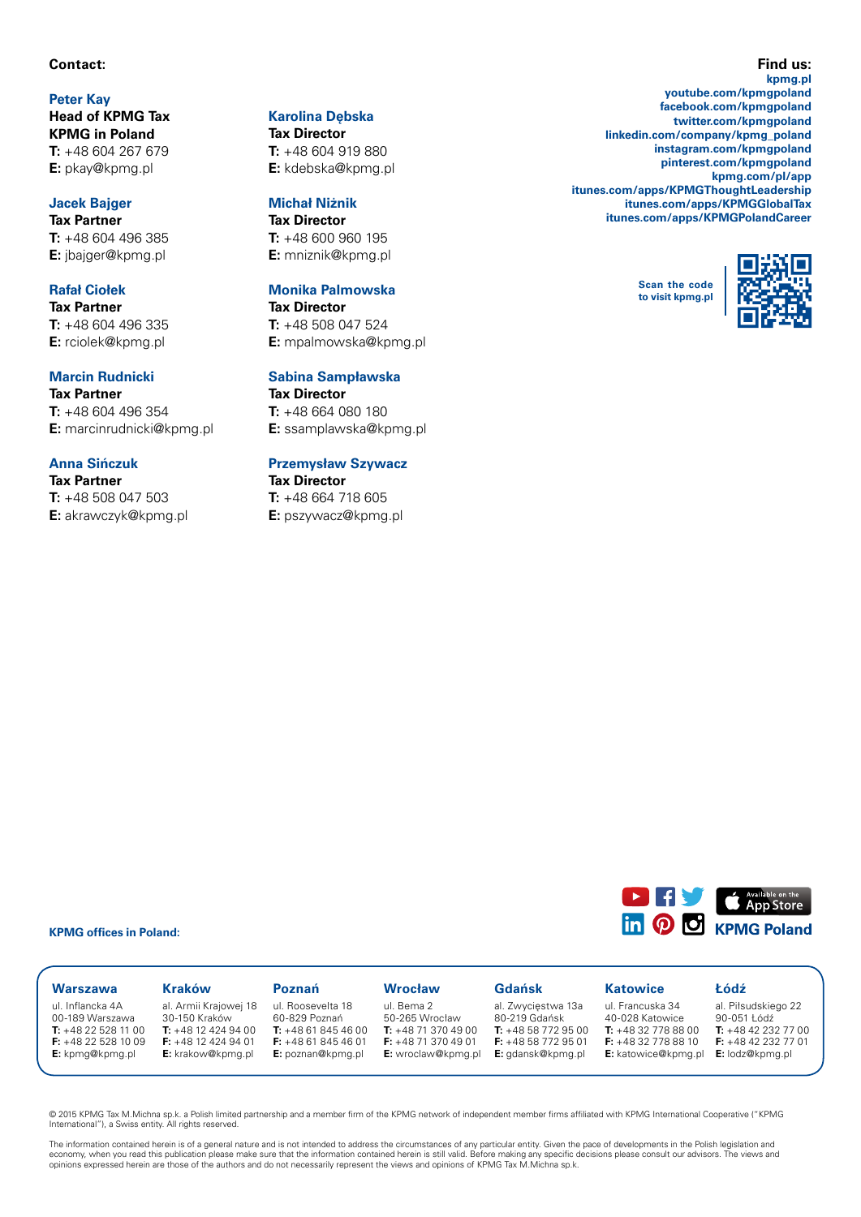**Contact:**

**Peter Kay**
**Head of KPMG Tax**
**KPMG in Poland**
**T:** +48 604 267 679
**E:** pkay@kpmg.pl

**Jacek Bajger**
**Tax Partner**
**T:** +48 604 496 385
**E:** jbajger@kpmg.pl

**Rafał Ciołek**
**Tax Partner**
**T:** +48 604 496 335
**E:** rciolek@kpmg.pl

**Marcin Rudnicki**
**Tax Partner**
**T:** +48 604 496 354
**E:** marcinrudnicki@kpmg.pl

**Anna Sińczuk**
**Tax Partner**
**T:** +48 508 047 503
**E:** akrawczyk@kpmg.pl

**Karolina Dębska**
**Tax Director**
**T:** +48 604 919 880
**E:** kdebska@kpmg.pl

**Michał Niżnik**
**Tax Director**
**T:** +48 600 960 195
**E:** mniznik@kpmg.pl

**Monika Palmowska**
**Tax Director**
**T:** +48 508 047 524
**E:** mpalmowska@kpmg.pl

**Sabina Sampławska**
**Tax Director**
**T:** +48 664 080 180
**E:** ssamplawska@kpmg.pl

**Przemysław Szywacz**
**Tax Director**
**T:** +48 664 718 605
**E:** pszywacz@kpmg.pl

**Find us:**
kpmg.pl
youtube.com/kpmgpoland
facebook.com/kpmgpoland
twitter.com/kpmgpoland
linkedin.com/company/kpmg_poland
instagram.com/kpmgpoland
pinterest.com/kpmgpoland
kpmg.com/pl/app
itunes.com/apps/KPMGThoughtLeadership
itunes.com/apps/KPMGGlobalTax
itunes.com/apps/KPMGPolandCareer

Scan the code to visit kpmg.pl

Available on the App Store

**KPMG Poland**

**KPMG offices in Poland:**

**Warszawa**
ul. Inflancka 4A
00-189 Warszawa
**T:** +48 22 528 11 00
**F:** +48 22 528 10 09
**E:** kpmg@kpmg.pl

**Kraków**
al. Armii Krajowej 18
30-150 Kraków
**T:** +48 12 424 94 00
**F:** +48 12 424 94 01
**E:** krakow@kpmg.pl

**Poznań**
ul. Roosevelta 18
60-829 Poznań
**T:** +48 61 845 46 00
**F:** +48 61 845 46 01
**E:** poznan@kpmg.pl

**Wrocław**
ul. Bema 2
50-265 Wrocław
**T:** +48 71 370 49 00
**F:** +48 71 370 49 01
**E:** wroclaw@kpmg.pl

**Gdańsk**
al. Zwycięstwa 13a
80-219 Gdańsk
**T:** +48 58 772 95 00
**F:** +48 58 772 95 01
**E:** gdansk@kpmg.pl

**Katowice**
ul. Francuska 34
40-028 Katowice
**T:** +48 32 778 88 00
**F:** +48 32 778 88 10
**E:** katowice@kpmg.pl

**Łódź**
al. Piłsudskiego 22
90-051 Łódź
**T:** +48 42 232 77 00
**F:** +48 42 232 77 01
**E:** lodz@kpmg.pl

© 2015 KPMG Tax M.Michna sp.k. a Polish limited partnership and a member firm of the KPMG network of independent member firms affiliated with KPMG International Cooperative ("KPMG International"), a Swiss entity. All rights reserved.

The information contained herein is of a general nature and is not intended to address the circumstances of any particular entity. Given the pace of developments in the Polish legislation and economy, when you read this publication please make sure that the information contained herein is still valid. Before making any specific decisions please consult our advisors. The views and opinions expressed herein are those of the authors and do not necessarily represent the views and opinions of KPMG Tax M.Michna sp.k.